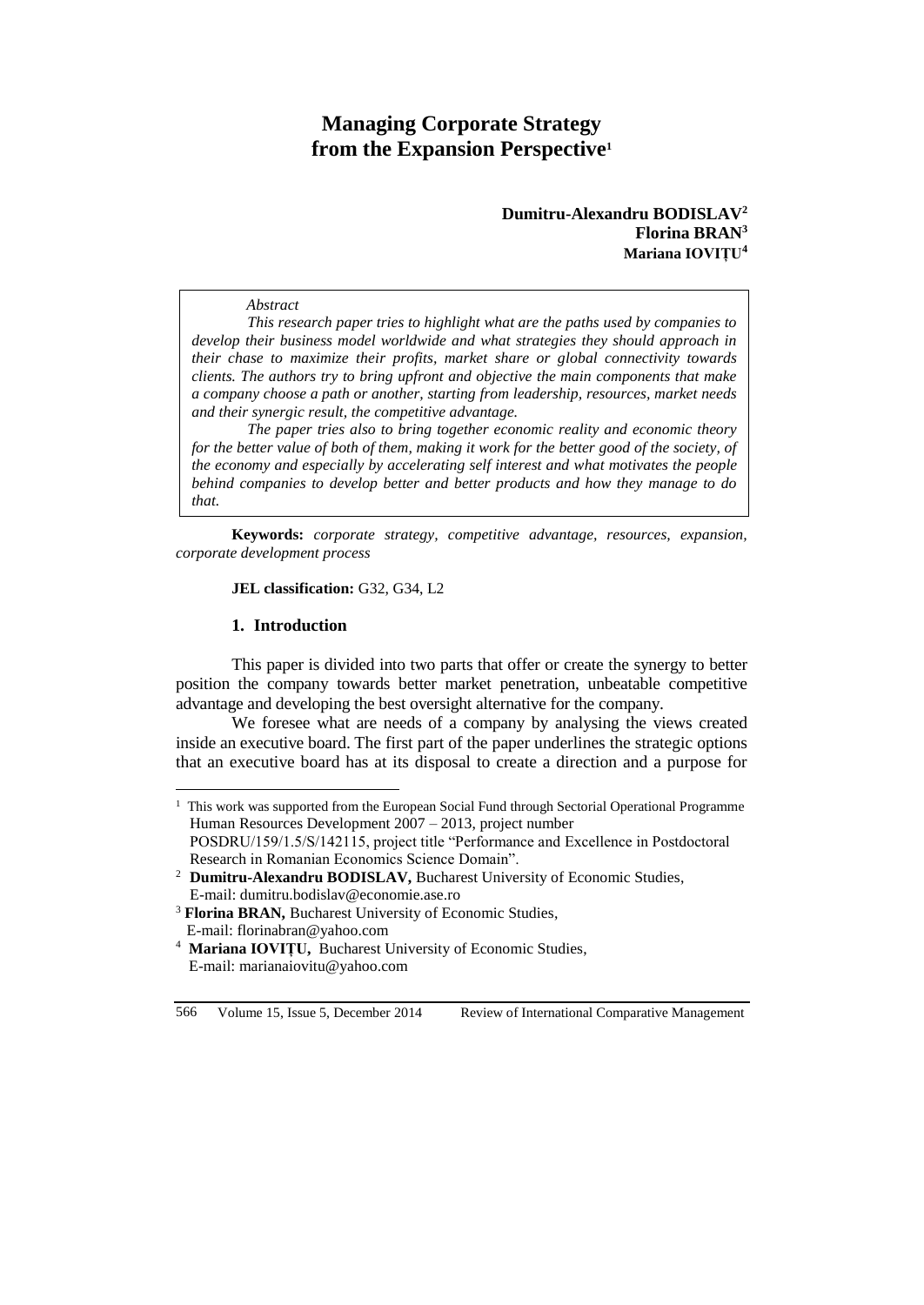# Managing Corporate Strategy from the Expansion Perspective[1]

**Dumitru-Alexandru BODISLAV[2]**
**Florina BRAN[3]**
**Mariana IOVIȚU[4]**

*Abstract*

*This research paper tries to highlight what are the paths used by companies to develop their business model worldwide and what strategies they should approach in their chase to maximize their profits, market share or global connectivity towards clients. The authors try to bring upfront and objective the main components that make a company choose a path or another, starting from leadership, resources, market needs and their synergic result, the competitive advantage.*

*The paper tries also to bring together economic reality and economic theory for the better value of both of them, making it work for the better good of the society, of the economy and especially by accelerating self interest and what motivates the people behind companies to develop better and better products and how they manage to do that.*

**Keywords:** *corporate strategy, competitive advantage, resources, expansion, corporate development process*

**JEL classification:** G32, G34, L2

## 1. Introduction

This paper is divided into two parts that offer or create the synergy to better position the company towards better market penetration, unbeatable competitive advantage and developing the best oversight alternative for the company.

We foresee what are needs of a company by analysing the views created inside an executive board. The first part of the paper underlines the strategic options that an executive board has at its disposal to create a direction and a purpose for

---

[1] This work was supported from the European Social Fund through Sectorial Operational Programme Human Resources Development 2007 – 2013, project number POSDRU/159/1.5/S/142115, project title "Performance and Excellence in Postdoctoral Research in Romanian Economics Science Domain".

[2] **Dumitru-Alexandru BODISLAV,** Bucharest University of Economic Studies, E-mail: dumitru.bodislav@economie.ase.ro

[3] **Florina BRAN,** Bucharest University of Economic Studies, E-mail: florinabran@yahoo.com

[4] **Mariana IOVIȚU,** Bucharest University of Economic Studies, E-mail: marianaiovitu@yahoo.com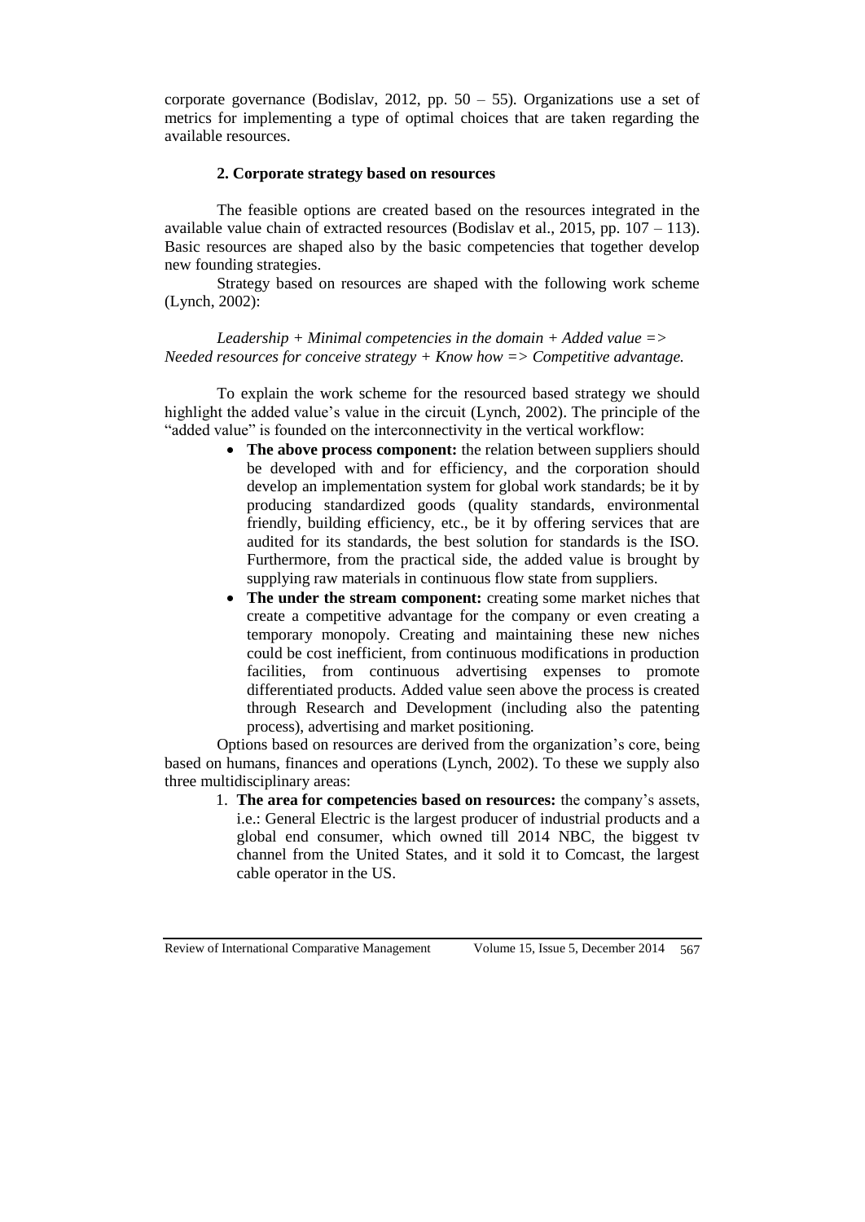corporate governance (Bodislav, 2012, pp. 50 – 55). Organizations use a set of metrics for implementing a type of optimal choices that are taken regarding the available resources.

## 2. Corporate strategy based on resources

The feasible options are created based on the resources integrated in the available value chain of extracted resources (Bodislav et al., 2015, pp. 107 – 113). Basic resources are shaped also by the basic competencies that together develop new founding strategies.

Strategy based on resources are shaped with the following work scheme (Lynch, 2002):

*Leadership + Minimal competencies in the domain + Added value => Needed resources for conceive strategy + Know how => Competitive advantage.*

To explain the work scheme for the resourced based strategy we should highlight the added value's value in the circuit (Lynch, 2002). The principle of the "added value" is founded on the interconnectivity in the vertical workflow:

- **The above process component:** the relation between suppliers should be developed with and for efficiency, and the corporation should develop an implementation system for global work standards; be it by producing standardized goods (quality standards, environmental friendly, building efficiency, etc., be it by offering services that are audited for its standards, the best solution for standards is the ISO. Furthermore, from the practical side, the added value is brought by supplying raw materials in continuous flow state from suppliers.
- **The under the stream component:** creating some market niches that create a competitive advantage for the company or even creating a temporary monopoly. Creating and maintaining these new niches could be cost inefficient, from continuous modifications in production facilities, from continuous advertising expenses to promote differentiated products. Added value seen above the process is created through Research and Development (including also the patenting process), advertising and market positioning.

Options based on resources are derived from the organization's core, being based on humans, finances and operations (Lynch, 2002). To these we supply also three multidisciplinary areas:

1. **The area for competencies based on resources:** the company's assets, i.e.: General Electric is the largest producer of industrial products and a global end consumer, which owned till 2014 NBC, the biggest tv channel from the United States, and it sold it to Comcast, the largest cable operator in the US.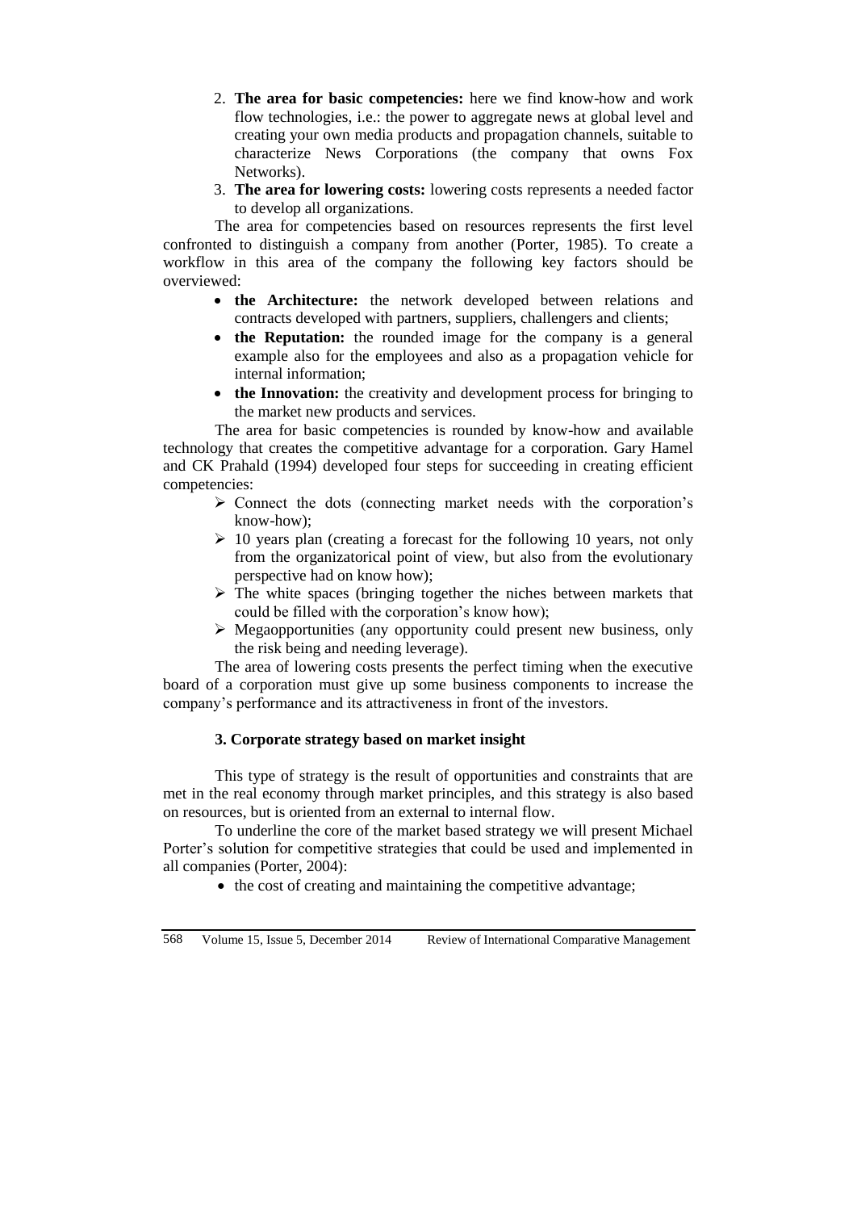2. **The area for basic competencies:** here we find know-how and work flow technologies, i.e.: the power to aggregate news at global level and creating your own media products and propagation channels, suitable to characterize News Corporations (the company that owns Fox Networks).
3. **The area for lowering costs:** lowering costs represents a needed factor to develop all organizations.

The area for competencies based on resources represents the first level confronted to distinguish a company from another (Porter, 1985). To create a workflow in this area of the company the following key factors should be overviewed:

- **the Architecture:** the network developed between relations and contracts developed with partners, suppliers, challengers and clients;
- **the Reputation:** the rounded image for the company is a general example also for the employees and also as a propagation vehicle for internal information;
- **the Innovation:** the creativity and development process for bringing to the market new products and services.

The area for basic competencies is rounded by know-how and available technology that creates the competitive advantage for a corporation. Gary Hamel and CK Prahald (1994) developed four steps for succeeding in creating efficient competencies:

- Connect the dots (connecting market needs with the corporation's know-how);
- 10 years plan (creating a forecast for the following 10 years, not only from the organizatorical point of view, but also from the evolutionary perspective had on know how);
- The white spaces (bringing together the niches between markets that could be filled with the corporation's know how);
- Megaopportunities (any opportunity could present new business, only the risk being and needing leverage).

The area of lowering costs presents the perfect timing when the executive board of a corporation must give up some business components to increase the company's performance and its attractiveness in front of the investors.

### 3. Corporate strategy based on market insight

This type of strategy is the result of opportunities and constraints that are met in the real economy through market principles, and this strategy is also based on resources, but is oriented from an external to internal flow.

To underline the core of the market based strategy we will present Michael Porter's solution for competitive strategies that could be used and implemented in all companies (Porter, 2004):

- the cost of creating and maintaining the competitive advantage;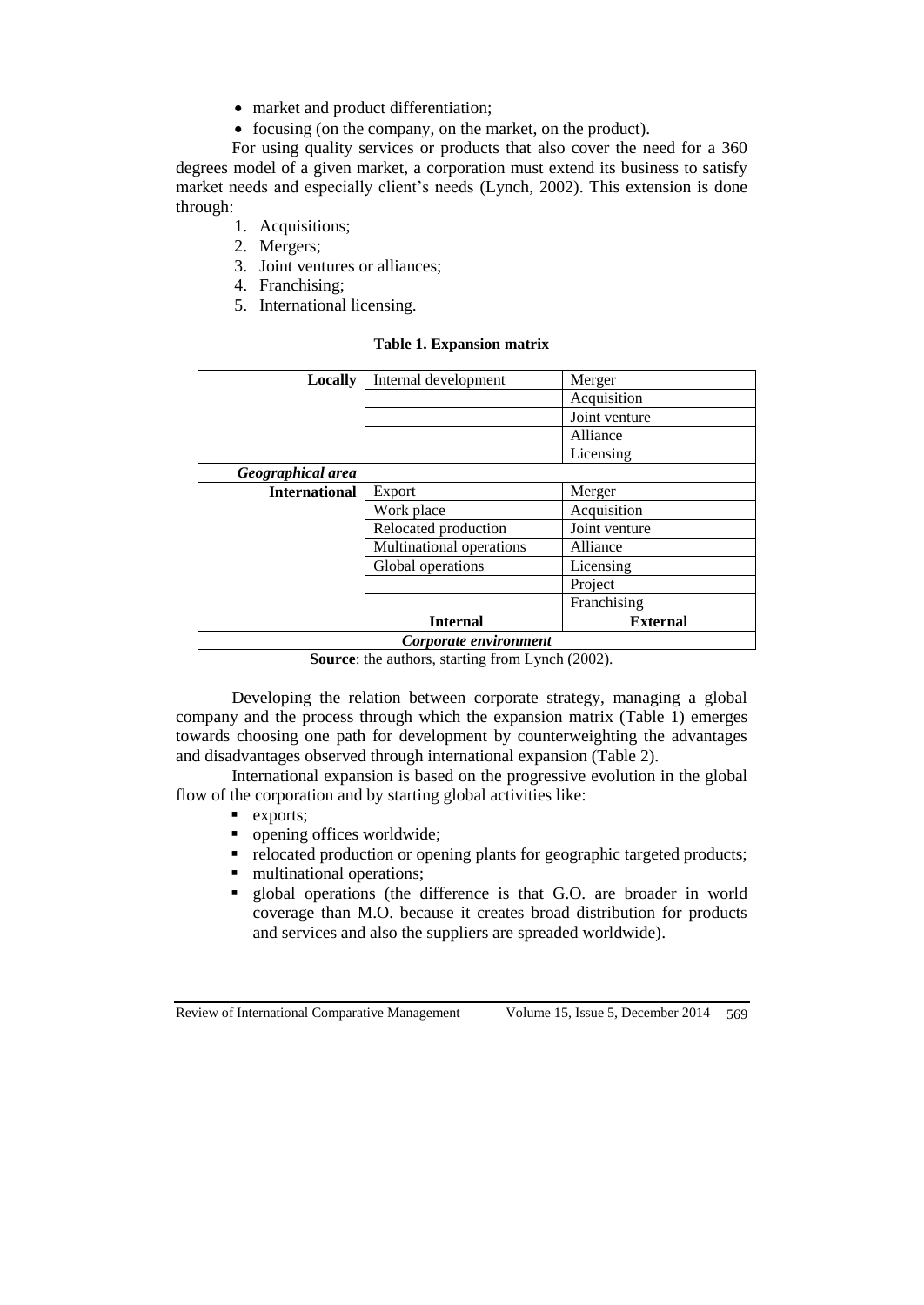- market and product differentiation;
- focusing (on the company, on the market, on the product).

For using quality services or products that also cover the need for a 360 degrees model of a given market, a corporation must extend its business to satisfy market needs and especially client's needs (Lynch, 2002). This extension is done through:

1. Acquisitions;
2. Mergers;
3. Joint ventures or alliances;
4. Franchising;
5. International licensing.

**Table 1. Expansion matrix**

| | | |
|---|---|---|
| **Locally** | Internal development | Merger |
| | | Acquisition |
| | | Joint venture |
| | | Alliance |
| | | Licensing |
| ***Geographical area*** | | |
| **International** | Export | Merger |
| | Work place | Acquisition |
| | Relocated production | Joint venture |
| | Multinational operations | Alliance |
| | Global operations | Licensing |
| | | Project |
| | | Franchising |
| | **Internal** | **External** |
| ***Corporate environment*** | | |

**Source**: the authors, starting from Lynch (2002).

Developing the relation between corporate strategy, managing a global company and the process through which the expansion matrix (Table 1) emerges towards choosing one path for development by counterweighting the advantages and disadvantages observed through international expansion (Table 2).

International expansion is based on the progressive evolution in the global flow of the corporation and by starting global activities like:

- exports;
- opening offices worldwide;
- relocated production or opening plants for geographic targeted products;
- multinational operations;
- global operations (the difference is that G.O. are broader in world coverage than M.O. because it creates broad distribution for products and services and also the suppliers are spreaded worldwide).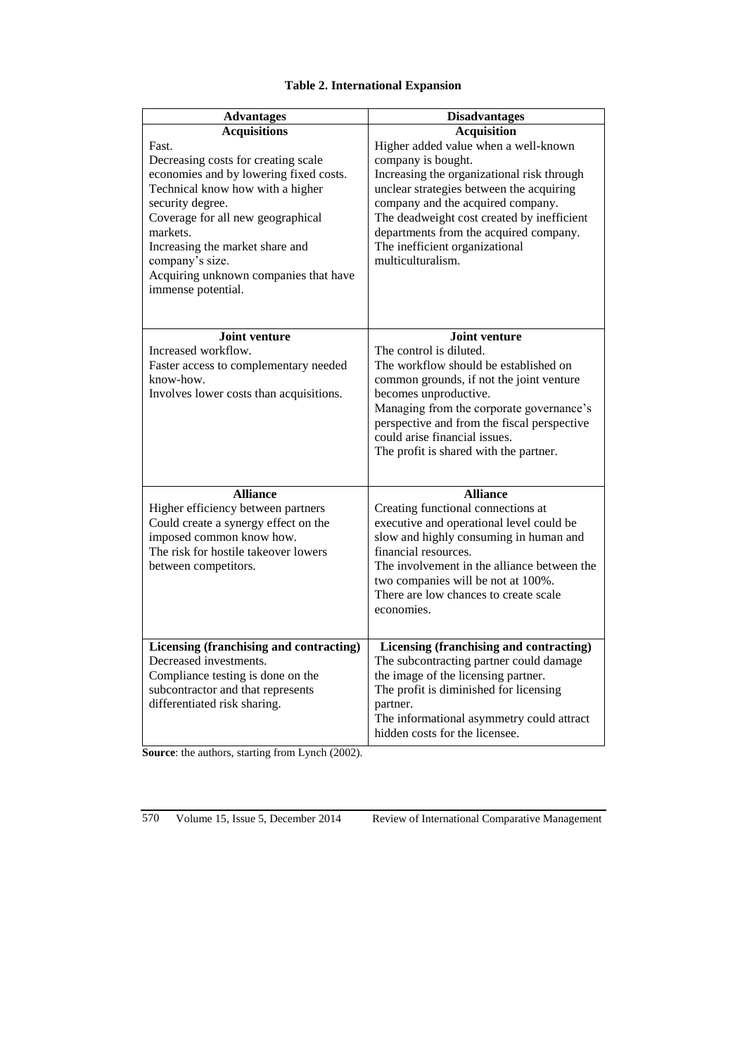**Table 2. International Expansion**

| Advantages | Disadvantages |
|---|---|
| **Acquisitions** | **Acquisition** |
| Fast.<br>Decreasing costs for creating scale economies and by lowering fixed costs.<br>Technical know how with a higher security degree.<br>Coverage for all new geographical markets.<br>Increasing the market share and company's size.<br>Acquiring unknown companies that have immense potential. | Higher added value when a well-known company is bought.<br>Increasing the organizational risk through unclear strategies between the acquiring company and the acquired company.<br>The deadweight cost created by inefficient departments from the acquired company.<br>The inefficient organizational multiculturalism. |
| **Joint venture** | **Joint venture** |
| Increased workflow.<br>Faster access to complementary needed know-how.<br>Involves lower costs than acquisitions. | The control is diluted.<br>The workflow should be established on common grounds, if not the joint venture becomes unproductive.<br>Managing from the corporate governance's perspective and from the fiscal perspective could arise financial issues.<br>The profit is shared with the partner. |
| **Alliance** | **Alliance** |
| Higher efficiency between partners<br>Could create a synergy effect on the imposed common know how.<br>The risk for hostile takeover lowers between competitors. | Creating functional connections at executive and operational level could be slow and highly consuming in human and financial resources.<br>The involvement in the alliance between the two companies will be not at 100%.<br>There are low chances to create scale economies. |
| **Licensing (franchising and contracting)** | **Licensing (franchising and contracting)** |
| Decreased investments.<br>Compliance testing is done on the subcontractor and that represents differentiated risk sharing. | The subcontracting partner could damage the image of the licensing partner.<br>The profit is diminished for licensing partner.<br>The informational asymmetry could attract hidden costs for the licensee. |

**Source**: the authors, starting from Lynch (2002).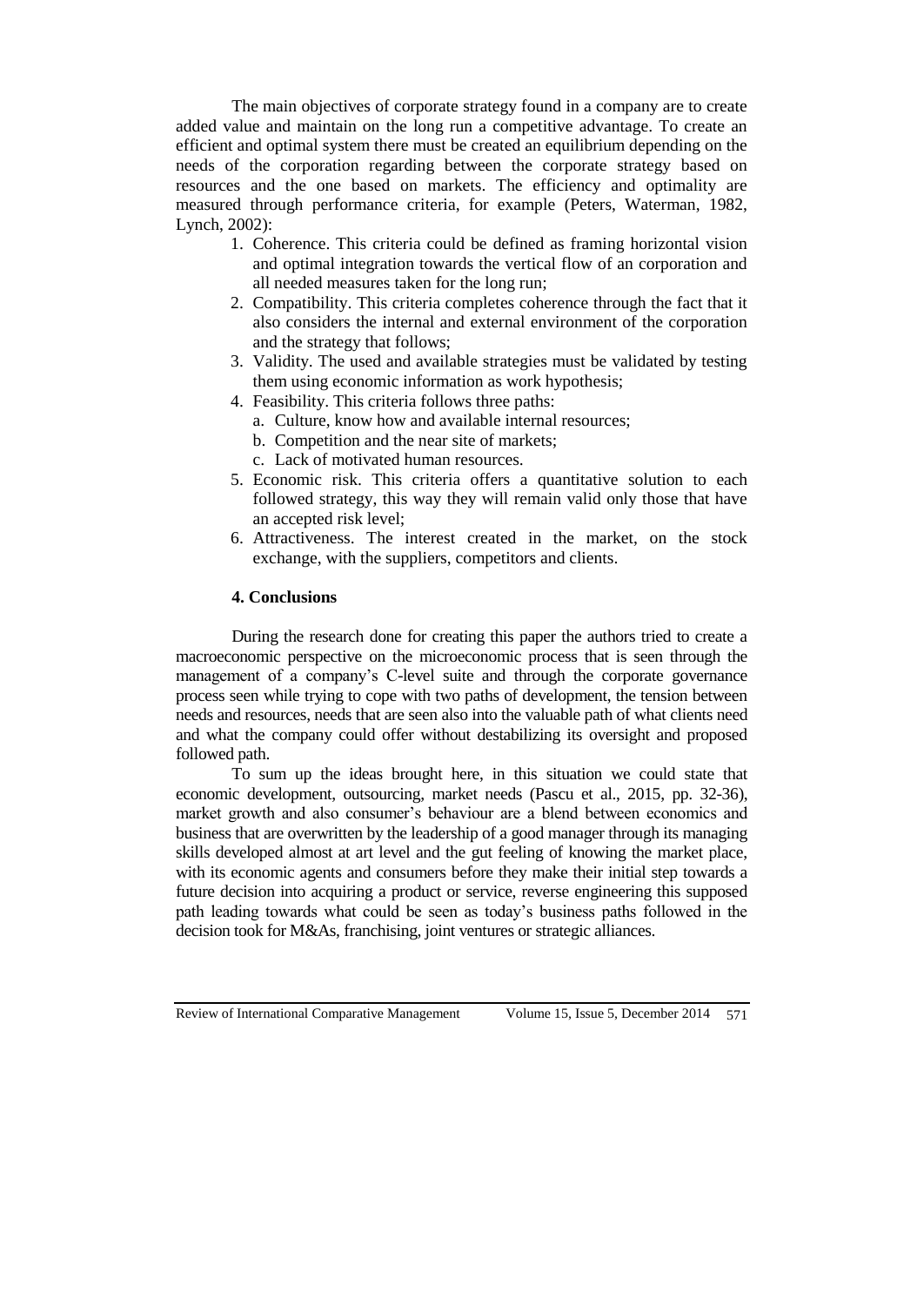The main objectives of corporate strategy found in a company are to create added value and maintain on the long run a competitive advantage. To create an efficient and optimal system there must be created an equilibrium depending on the needs of the corporation regarding between the corporate strategy based on resources and the one based on markets. The efficiency and optimality are measured through performance criteria, for example (Peters, Waterman, 1982, Lynch, 2002):

1. Coherence. This criteria could be defined as framing horizontal vision and optimal integration towards the vertical flow of an corporation and all needed measures taken for the long run;
2. Compatibility. This criteria completes coherence through the fact that it also considers the internal and external environment of the corporation and the strategy that follows;
3. Validity. The used and available strategies must be validated by testing them using economic information as work hypothesis;
4. Feasibility. This criteria follows three paths:
   a. Culture, know how and available internal resources;
   b. Competition and the near site of markets;
   c. Lack of motivated human resources.
5. Economic risk. This criteria offers a quantitative solution to each followed strategy, this way they will remain valid only those that have an accepted risk level;
6. Attractiveness. The interest created in the market, on the stock exchange, with the suppliers, competitors and clients.

## 4. Conclusions

During the research done for creating this paper the authors tried to create a macroeconomic perspective on the microeconomic process that is seen through the management of a company's C-level suite and through the corporate governance process seen while trying to cope with two paths of development, the tension between needs and resources, needs that are seen also into the valuable path of what clients need and what the company could offer without destabilizing its oversight and proposed followed path.

To sum up the ideas brought here, in this situation we could state that economic development, outsourcing, market needs (Pascu et al., 2015, pp. 32-36), market growth and also consumer's behaviour are a blend between economics and business that are overwritten by the leadership of a good manager through its managing skills developed almost at art level and the gut feeling of knowing the market place, with its economic agents and consumers before they make their initial step towards a future decision into acquiring a product or service, reverse engineering this supposed path leading towards what could be seen as today's business paths followed in the decision took for M&As, franchising, joint ventures or strategic alliances.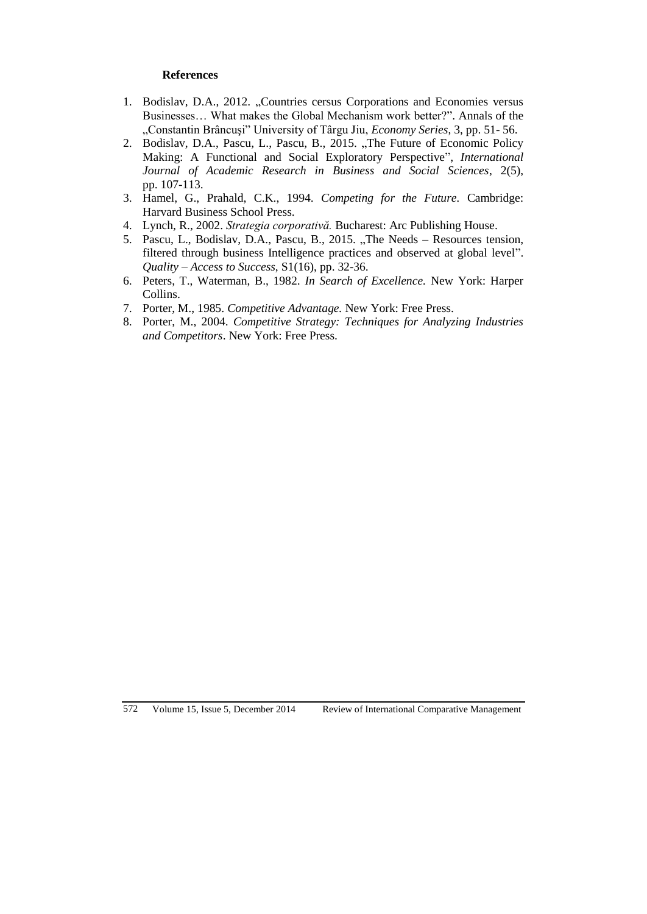**References**

1. Bodislav, D.A., 2012. „Countries cersus Corporations and Economies versus Businesses… What makes the Global Mechanism work better?”. Annals of the „Constantin Brâncuşi” University of Târgu Jiu, *Economy Series*, 3, pp. 51- 56.
2. Bodislav, D.A., Pascu, L., Pascu, B., 2015. „The Future of Economic Policy Making: A Functional and Social Exploratory Perspective”, *International Journal of Academic Research in Business and Social Sciences*, 2(5), pp. 107-113.
3. Hamel, G., Prahald, C.K., 1994. *Competing for the Future*. Cambridge: Harvard Business School Press.
4. Lynch, R., 2002. *Strategia corporativă.* Bucharest: Arc Publishing House.
5. Pascu, L., Bodislav, D.A., Pascu, B., 2015. „The Needs – Resources tension, filtered through business Intelligence practices and observed at global level”. *Quality – Access to Success*, S1(16), pp. 32-36.
6. Peters, T., Waterman, B., 1982. *In Search of Excellence.* New York: Harper Collins.
7. Porter, M., 1985. *Competitive Advantage.* New York: Free Press.
8. Porter, M., 2004. *Competitive Strategy: Techniques for Analyzing Industries and Competitors*. New York: Free Press.